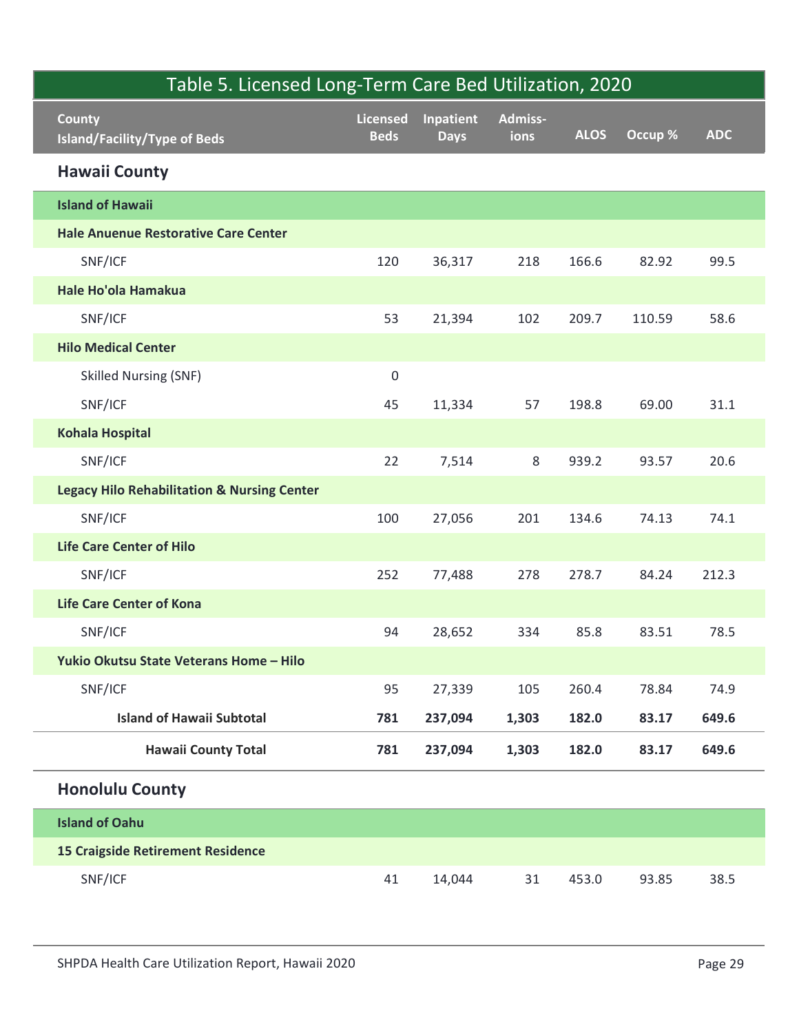## Table 5. Licensed Long-Term Care Bed Utilization, 2020

| County<br>Island/Facility/Type of Beds | Licensed Beds | Inpatient Days | Admissions | ALOS | Occup % | ADC |
|---|---|---|---|---|---|---|
| **Hawaii County** | | | | | | |
| **Island of Hawaii** | | | | | | |
| **Hale Anuenue Restorative Care Center** | | | | | | |
| SNF/ICF | 120 | 36,317 | 218 | 166.6 | 82.92 | 99.5 |
| **Hale Ho'ola Hamakua** | | | | | | |
| SNF/ICF | 53 | 21,394 | 102 | 209.7 | 110.59 | 58.6 |
| **Hilo Medical Center** | | | | | | |
| Skilled Nursing (SNF) | 0 | | | | | |
| SNF/ICF | 45 | 11,334 | 57 | 198.8 | 69.00 | 31.1 |
| **Kohala Hospital** | | | | | | |
| SNF/ICF | 22 | 7,514 | 8 | 939.2 | 93.57 | 20.6 |
| **Legacy Hilo Rehabilitation & Nursing Center** | | | | | | |
| SNF/ICF | 100 | 27,056 | 201 | 134.6 | 74.13 | 74.1 |
| **Life Care Center of Hilo** | | | | | | |
| SNF/ICF | 252 | 77,488 | 278 | 278.7 | 84.24 | 212.3 |
| **Life Care Center of Kona** | | | | | | |
| SNF/ICF | 94 | 28,652 | 334 | 85.8 | 83.51 | 78.5 |
| **Yukio Okutsu State Veterans Home – Hilo** | | | | | | |
| SNF/ICF | 95 | 27,339 | 105 | 260.4 | 78.84 | 74.9 |
| **Island of Hawaii Subtotal** | **781** | **237,094** | **1,303** | **182.0** | **83.17** | **649.6** |
| **Hawaii County Total** | **781** | **237,094** | **1,303** | **182.0** | **83.17** | **649.6** |
| **Honolulu County** | | | | | | |
| **Island of Oahu** | | | | | | |
| **15 Craigside Retirement Residence** | | | | | | |
| SNF/ICF | 41 | 14,044 | 31 | 453.0 | 93.85 | 38.5 |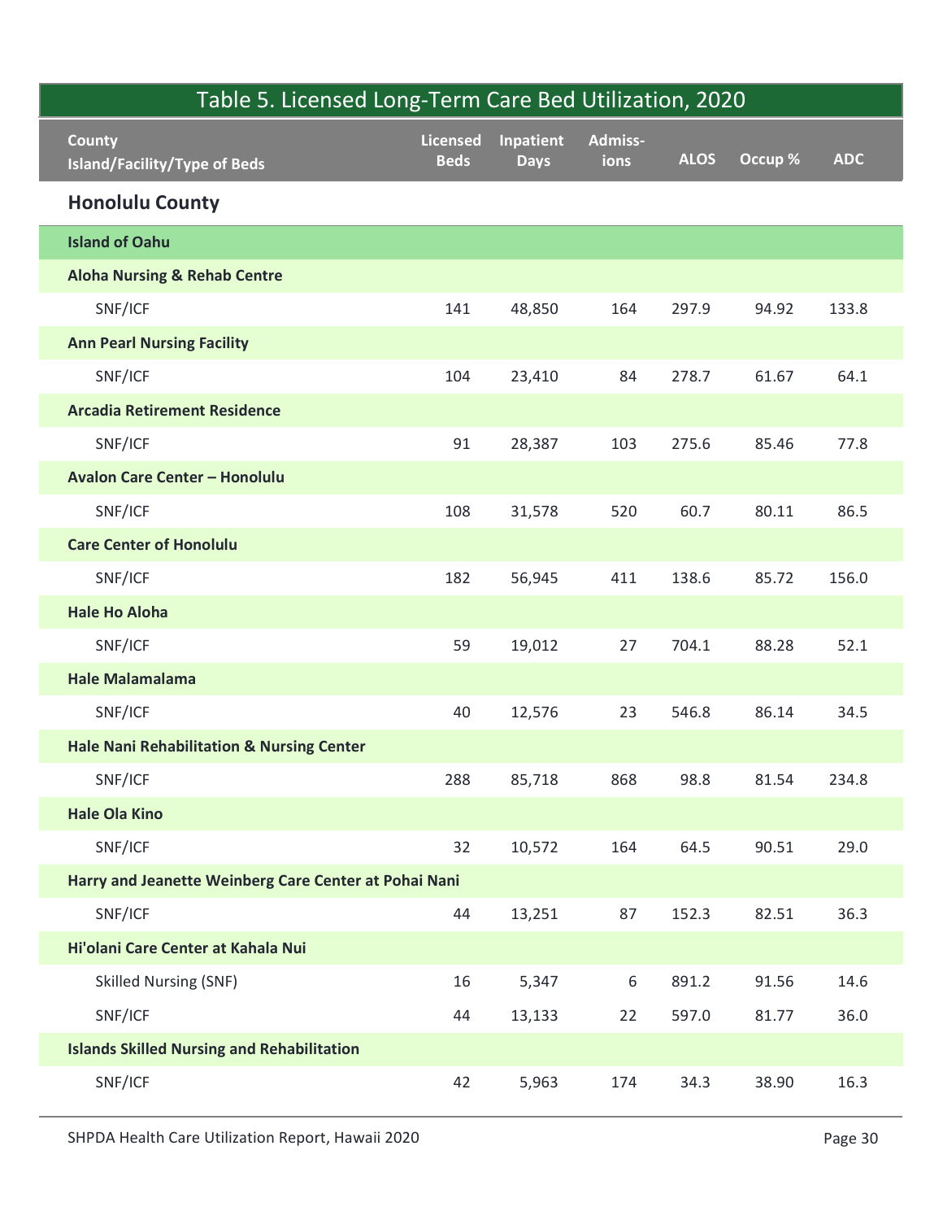## Table 5. Licensed Long-Term Care Bed Utilization, 2020

| County Island/Facility/Type of Beds | Licensed Beds | Inpatient Days | Admiss-ions | ALOS | Occup % | ADC |
|---|---|---|---|---|---|---|
| **Honolulu County** | | | | | | |
| **Island of Oahu** | | | | | | |
| **Aloha Nursing & Rehab Centre** | | | | | | |
| SNF/ICF | 141 | 48,850 | 164 | 297.9 | 94.92 | 133.8 |
| **Ann Pearl Nursing Facility** | | | | | | |
| SNF/ICF | 104 | 23,410 | 84 | 278.7 | 61.67 | 64.1 |
| **Arcadia Retirement Residence** | | | | | | |
| SNF/ICF | 91 | 28,387 | 103 | 275.6 | 85.46 | 77.8 |
| **Avalon Care Center – Honolulu** | | | | | | |
| SNF/ICF | 108 | 31,578 | 520 | 60.7 | 80.11 | 86.5 |
| **Care Center of Honolulu** | | | | | | |
| SNF/ICF | 182 | 56,945 | 411 | 138.6 | 85.72 | 156.0 |
| **Hale Ho Aloha** | | | | | | |
| SNF/ICF | 59 | 19,012 | 27 | 704.1 | 88.28 | 52.1 |
| **Hale Malamalama** | | | | | | |
| SNF/ICF | 40 | 12,576 | 23 | 546.8 | 86.14 | 34.5 |
| **Hale Nani Rehabilitation & Nursing Center** | | | | | | |
| SNF/ICF | 288 | 85,718 | 868 | 98.8 | 81.54 | 234.8 |
| **Hale Ola Kino** | | | | | | |
| SNF/ICF | 32 | 10,572 | 164 | 64.5 | 90.51 | 29.0 |
| **Harry and Jeanette Weinberg Care Center at Pohai Nani** | | | | | | |
| SNF/ICF | 44 | 13,251 | 87 | 152.3 | 82.51 | 36.3 |
| **Hi'olani Care Center at Kahala Nui** | | | | | | |
| Skilled Nursing (SNF) | 16 | 5,347 | 6 | 891.2 | 91.56 | 14.6 |
| SNF/ICF | 44 | 13,133 | 22 | 597.0 | 81.77 | 36.0 |
| **Islands Skilled Nursing and Rehabilitation** | | | | | | |
| SNF/ICF | 42 | 5,963 | 174 | 34.3 | 38.90 | 16.3 |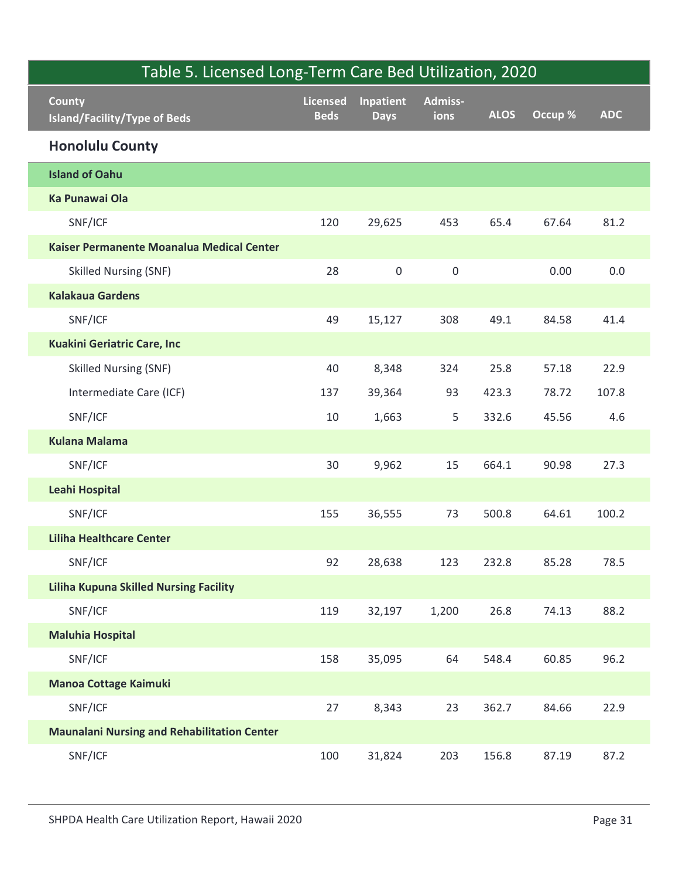## Table 5. Licensed Long-Term Care Bed Utilization, 2020

| County<br>Island/Facility/Type of Beds | Licensed Beds | Inpatient Days | Admiss-ions | ALOS | Occup % | ADC |
|---|---|---|---|---|---|---|
| **Honolulu County** | | | | | | |
| **Island of Oahu** | | | | | | |
| **Ka Punawai Ola** | | | | | | |
| SNF/ICF | 120 | 29,625 | 453 | 65.4 | 67.64 | 81.2 |
| **Kaiser Permanente Moanalua Medical Center** | | | | | | |
| Skilled Nursing (SNF) | 28 | 0 | 0 | | 0.00 | 0.0 |
| **Kalakaua Gardens** | | | | | | |
| SNF/ICF | 49 | 15,127 | 308 | 49.1 | 84.58 | 41.4 |
| **Kuakini Geriatric Care, Inc** | | | | | | |
| Skilled Nursing (SNF) | 40 | 8,348 | 324 | 25.8 | 57.18 | 22.9 |
| Intermediate Care (ICF) | 137 | 39,364 | 93 | 423.3 | 78.72 | 107.8 |
| SNF/ICF | 10 | 1,663 | 5 | 332.6 | 45.56 | 4.6 |
| **Kulana Malama** | | | | | | |
| SNF/ICF | 30 | 9,962 | 15 | 664.1 | 90.98 | 27.3 |
| **Leahi Hospital** | | | | | | |
| SNF/ICF | 155 | 36,555 | 73 | 500.8 | 64.61 | 100.2 |
| **Liliha Healthcare Center** | | | | | | |
| SNF/ICF | 92 | 28,638 | 123 | 232.8 | 85.28 | 78.5 |
| **Liliha Kupuna Skilled Nursing Facility** | | | | | | |
| SNF/ICF | 119 | 32,197 | 1,200 | 26.8 | 74.13 | 88.2 |
| **Maluhia Hospital** | | | | | | |
| SNF/ICF | 158 | 35,095 | 64 | 548.4 | 60.85 | 96.2 |
| **Manoa Cottage Kaimuki** | | | | | | |
| SNF/ICF | 27 | 8,343 | 23 | 362.7 | 84.66 | 22.9 |
| **Maunalani Nursing and Rehabilitation Center** | | | | | | |
| SNF/ICF | 100 | 31,824 | 203 | 156.8 | 87.19 | 87.2 |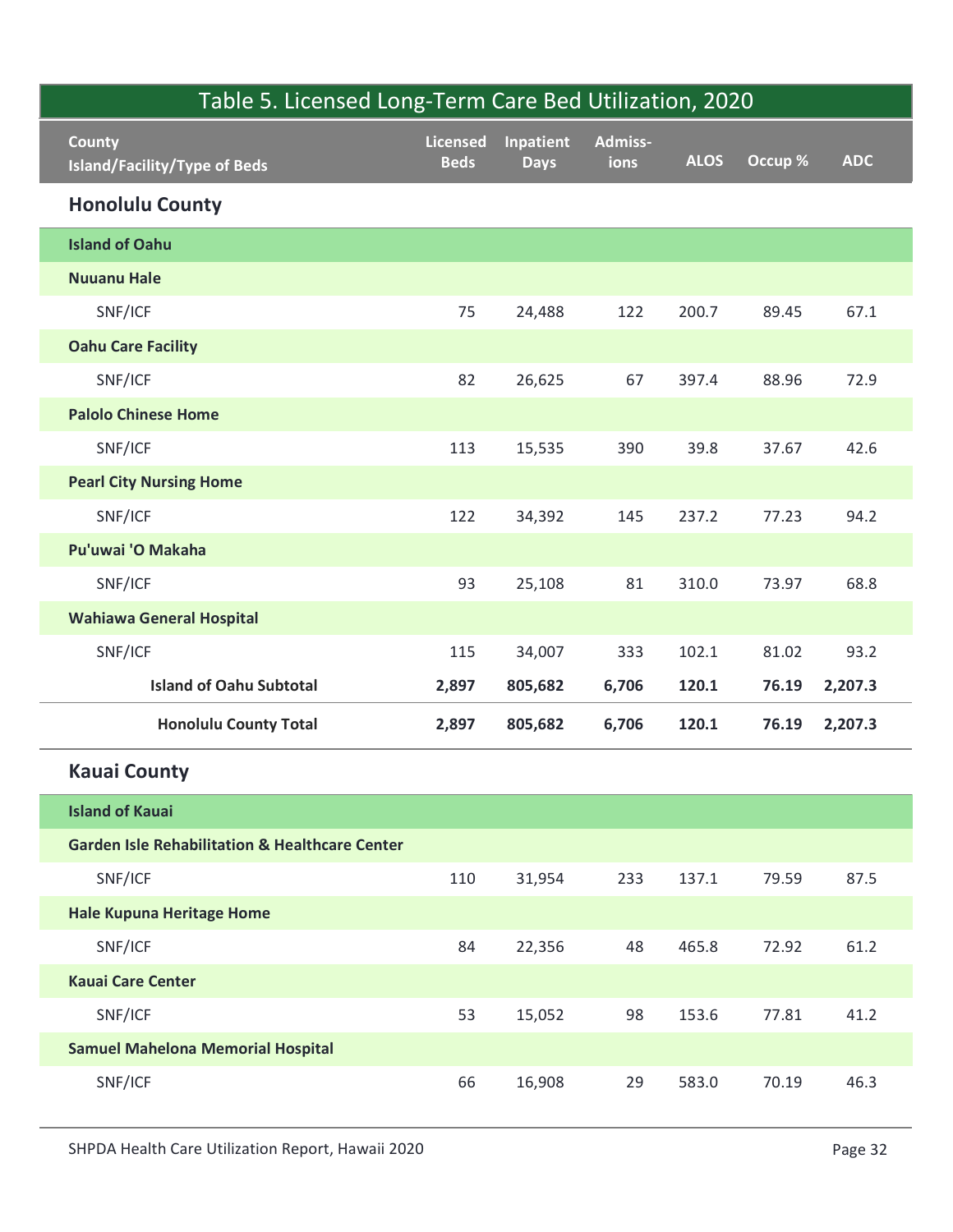## Table 5. Licensed Long-Term Care Bed Utilization, 2020

| County<br>Island/Facility/Type of Beds | Licensed Beds | Inpatient Days | Admissions | ALOS | Occup % | ADC |
|---|---|---|---|---|---|---|
| **Honolulu County** | | | | | | |
| **Island of Oahu** | | | | | | |
| **Nuuanu Hale** | | | | | | |
| SNF/ICF | 75 | 24,488 | 122 | 200.7 | 89.45 | 67.1 |
| **Oahu Care Facility** | | | | | | |
| SNF/ICF | 82 | 26,625 | 67 | 397.4 | 88.96 | 72.9 |
| **Palolo Chinese Home** | | | | | | |
| SNF/ICF | 113 | 15,535 | 390 | 39.8 | 37.67 | 42.6 |
| **Pearl City Nursing Home** | | | | | | |
| SNF/ICF | 122 | 34,392 | 145 | 237.2 | 77.23 | 94.2 |
| **Pu'uwai 'O Makaha** | | | | | | |
| SNF/ICF | 93 | 25,108 | 81 | 310.0 | 73.97 | 68.8 |
| **Wahiawa General Hospital** | | | | | | |
| SNF/ICF | 115 | 34,007 | 333 | 102.1 | 81.02 | 93.2 |
| **Island of Oahu Subtotal** | **2,897** | **805,682** | **6,706** | **120.1** | **76.19** | **2,207.3** |
| **Honolulu County Total** | **2,897** | **805,682** | **6,706** | **120.1** | **76.19** | **2,207.3** |
| **Kauai County** | | | | | | |
| **Island of Kauai** | | | | | | |
| **Garden Isle Rehabilitation & Healthcare Center** | | | | | | |
| SNF/ICF | 110 | 31,954 | 233 | 137.1 | 79.59 | 87.5 |
| **Hale Kupuna Heritage Home** | | | | | | |
| SNF/ICF | 84 | 22,356 | 48 | 465.8 | 72.92 | 61.2 |
| **Kauai Care Center** | | | | | | |
| SNF/ICF | 53 | 15,052 | 98 | 153.6 | 77.81 | 41.2 |
| **Samuel Mahelona Memorial Hospital** | | | | | | |
| SNF/ICF | 66 | 16,908 | 29 | 583.0 | 70.19 | 46.3 |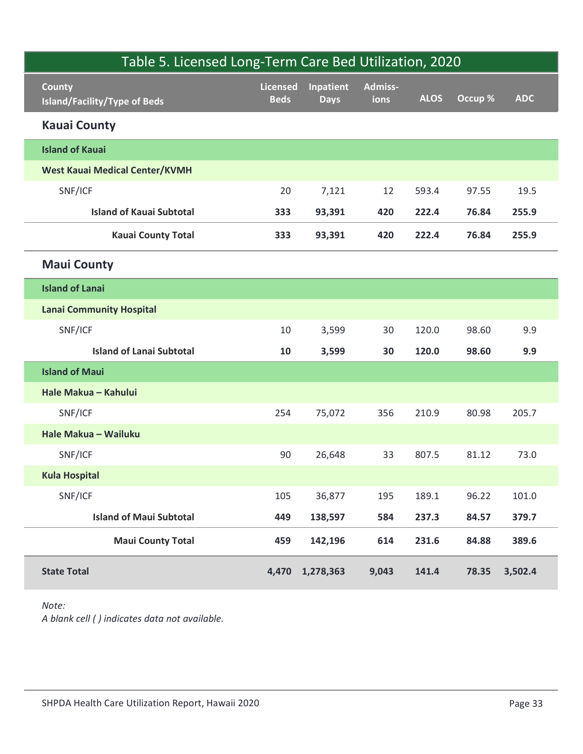## Table 5. Licensed Long-Term Care Bed Utilization, 2020

| County<br>Island/Facility/Type of Beds | Licensed Beds | Inpatient Days | Admiss-ions | ALOS | Occup % | ADC |
|---|---|---|---|---|---|---|
| **Kauai County** | | | | | | |
| **Island of Kauai** | | | | | | |
| **West Kauai Medical Center/KVMH** | | | | | | |
| SNF/ICF | 20 | 7,121 | 12 | 593.4 | 97.55 | 19.5 |
| **Island of Kauai Subtotal** | **333** | **93,391** | **420** | **222.4** | **76.84** | **255.9** |
| **Kauai County Total** | **333** | **93,391** | **420** | **222.4** | **76.84** | **255.9** |
| **Maui County** | | | | | | |
| **Island of Lanai** | | | | | | |
| **Lanai Community Hospital** | | | | | | |
| SNF/ICF | 10 | 3,599 | 30 | 120.0 | 98.60 | 9.9 |
| **Island of Lanai Subtotal** | **10** | **3,599** | **30** | **120.0** | **98.60** | **9.9** |
| **Island of Maui** | | | | | | |
| **Hale Makua – Kahului** | | | | | | |
| SNF/ICF | 254 | 75,072 | 356 | 210.9 | 80.98 | 205.7 |
| **Hale Makua – Wailuku** | | | | | | |
| SNF/ICF | 90 | 26,648 | 33 | 807.5 | 81.12 | 73.0 |
| **Kula Hospital** | | | | | | |
| SNF/ICF | 105 | 36,877 | 195 | 189.1 | 96.22 | 101.0 |
| **Island of Maui Subtotal** | **449** | **138,597** | **584** | **237.3** | **84.57** | **379.7** |
| **Maui County Total** | **459** | **142,196** | **614** | **231.6** | **84.88** | **389.6** |
| **State Total** | **4,470** | **1,278,363** | **9,043** | **141.4** | **78.35** | **3,502.4** |

*Note:*
*A blank cell ( ) indicates data not available.*